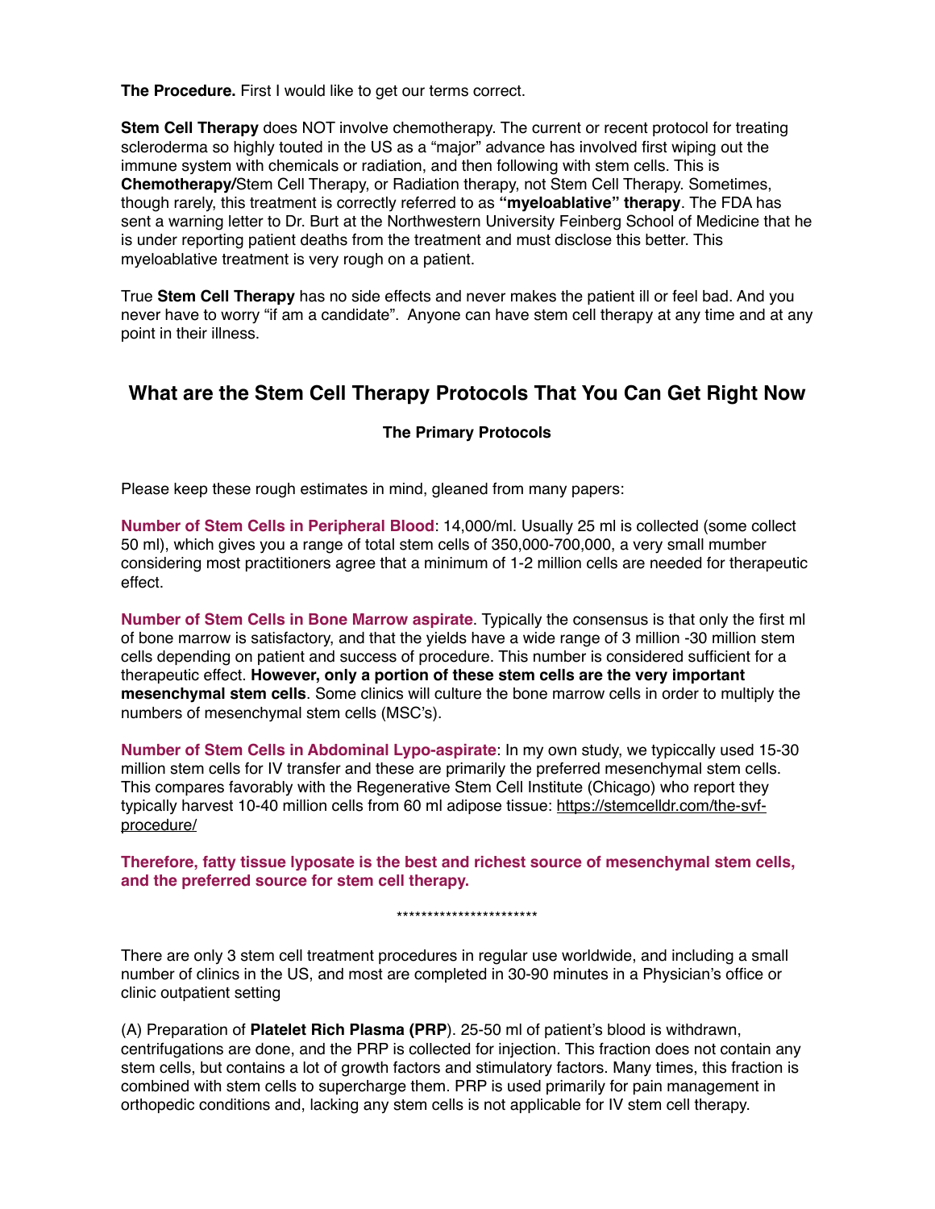**The Procedure.** First I would like to get our terms correct.

**Stem Cell Therapy** does NOT involve chemotherapy. The current or recent protocol for treating scleroderma so highly touted in the US as a "major" advance has involved first wiping out the immune system with chemicals or radiation, and then following with stem cells. This is **Chemotherapy/**Stem Cell Therapy, or Radiation therapy, not Stem Cell Therapy. Sometimes, though rarely, this treatment is correctly referred to as **"myeloablative" therapy**. The FDA has sent a warning letter to Dr. Burt at the Northwestern University Feinberg School of Medicine that he is under reporting patient deaths from the treatment and must disclose this better. This myeloablative treatment is very rough on a patient.

True **Stem Cell Therapy** has no side effects and never makes the patient ill or feel bad. And you never have to worry "if am a candidate". Anyone can have stem cell therapy at any time and at any point in their illness.

## What are the Stem Cell Therapy Protocols That You Can Get Right Now

### The Primary Protocols

Please keep these rough estimates in mind, gleaned from many papers:

**Number of Stem Cells in Peripheral Blood**: 14,000/ml. Usually 25 ml is collected (some collect 50 ml), which gives you a range of total stem cells of 350,000-700,000, a very small mumber considering most practitioners agree that a minimum of 1-2 million cells are needed for therapeutic effect.

**Number of Stem Cells in Bone Marrow aspirate**. Typically the consensus is that only the first ml of bone marrow is satisfactory, and that the yields have a wide range of 3 million -30 million stem cells depending on patient and success of procedure. This number is considered sufficient for a therapeutic effect. **However, only a portion of these stem cells are the very important mesenchymal stem cells**. Some clinics will culture the bone marrow cells in order to multiply the numbers of mesenchymal stem cells (MSC's).

**Number of Stem Cells in Abdominal Lypo-aspirate**: In my own study, we typiccally used 15-30 million stem cells for IV transfer and these are primarily the preferred mesenchymal stem cells. This compares favorably with the Regenerative Stem Cell Institute (Chicago) who report they typically harvest 10-40 million cells from 60 ml adipose tissue: https://stemcelldr.com/the-svf-procedure/

**Therefore, fatty tissue lyposate is the best and richest source of mesenchymal stem cells, and the preferred source for stem cell therapy.**

***********************

There are only 3 stem cell treatment procedures in regular use worldwide, and including a small number of clinics in the US, and most are completed in 30-90 minutes in a Physician's office or clinic outpatient setting

(A) Preparation of **Platelet Rich Plasma (PRP**). 25-50 ml of patient's blood is withdrawn, centrifugations are done, and the PRP is collected for injection. This fraction does not contain any stem cells, but contains a lot of growth factors and stimulatory factors. Many times, this fraction is combined with stem cells to supercharge them. PRP is used primarily for pain management in orthopedic conditions and, lacking any stem cells is not applicable for IV stem cell therapy.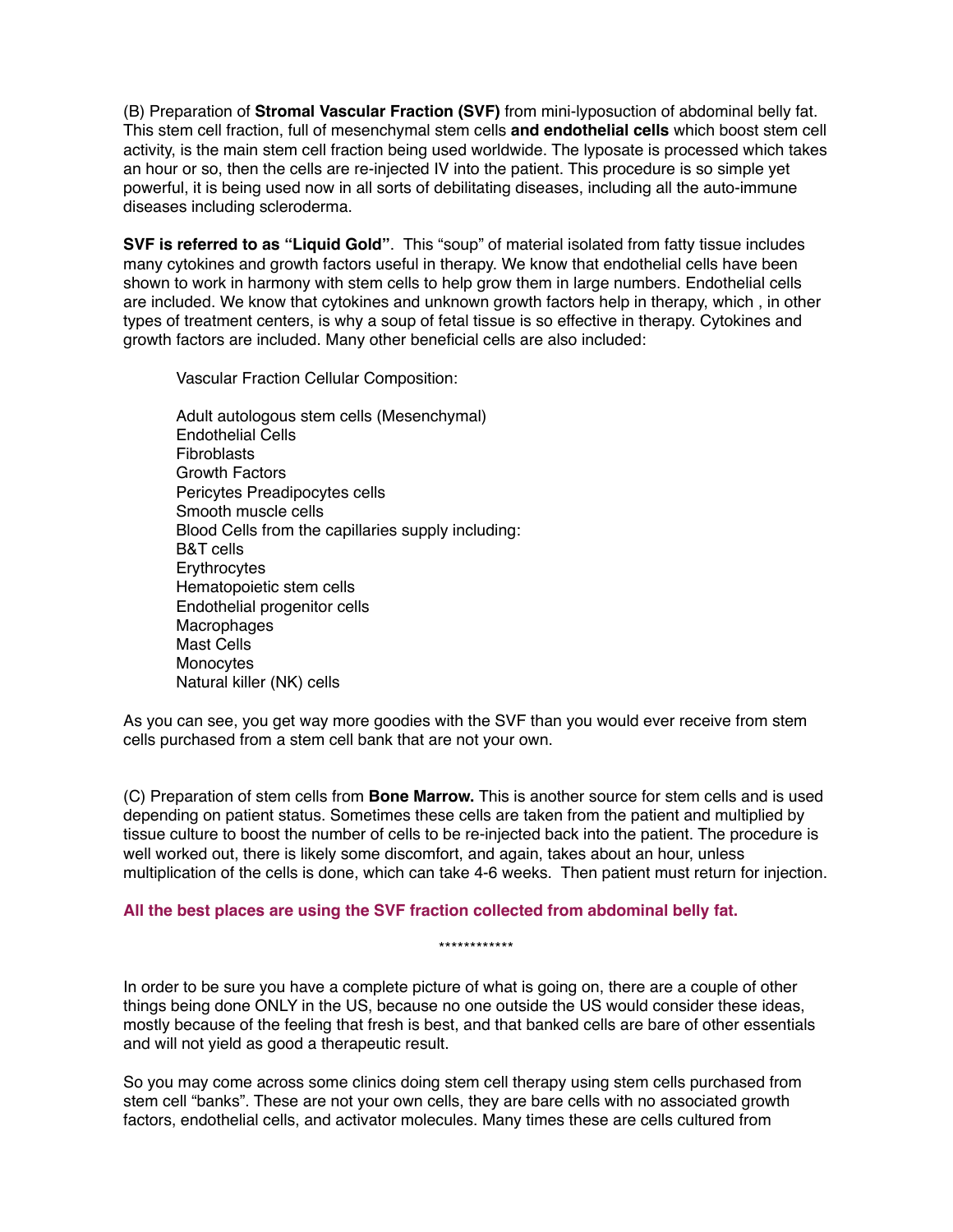(B) Preparation of **Stromal Vascular Fraction (SVF)** from mini-lyposuction of abdominal belly fat. This stem cell fraction, full of mesenchymal stem cells **and endothelial cells** which boost stem cell activity, is the main stem cell fraction being used worldwide. The lyposate is processed which takes an hour or so, then the cells are re-injected IV into the patient. This procedure is so simple yet powerful, it is being used now in all sorts of debilitating diseases, including all the auto-immune diseases including scleroderma.

**SVF is referred to as "Liquid Gold"**. This "soup" of material isolated from fatty tissue includes many cytokines and growth factors useful in therapy. We know that endothelial cells have been shown to work in harmony with stem cells to help grow them in large numbers. Endothelial cells are included. We know that cytokines and unknown growth factors help in therapy, which , in other types of treatment centers, is why a soup of fetal tissue is so effective in therapy. Cytokines and growth factors are included. Many other beneficial cells are also included:

Vascular Fraction Cellular Composition:

Adult autologous stem cells (Mesenchymal)  
Endothelial Cells  
Fibroblasts  
Growth Factors  
Pericytes Preadipocytes cells  
Smooth muscle cells  
Blood Cells from the capillaries supply including:  
B&T cells  
Erythrocytes  
Hematopoietic stem cells  
Endothelial progenitor cells  
Macrophages  
Mast Cells  
Monocytes  
Natural killer (NK) cells

As you can see, you get way more goodies with the SVF than you would ever receive from stem cells purchased from a stem cell bank that are not your own.

(C) Preparation of stem cells from **Bone Marrow.** This is another source for stem cells and is used depending on patient status. Sometimes these cells are taken from the patient and multiplied by tissue culture to boost the number of cells to be re-injected back into the patient. The procedure is well worked out, there is likely some discomfort, and again, takes about an hour, unless multiplication of the cells is done, which can take 4-6 weeks. Then patient must return for injection.

**All the best places are using the SVF fraction collected from abdominal belly fat.**

************

In order to be sure you have a complete picture of what is going on, there are a couple of other things being done ONLY in the US, because no one outside the US would consider these ideas, mostly because of the feeling that fresh is best, and that banked cells are bare of other essentials and will not yield as good a therapeutic result.

So you may come across some clinics doing stem cell therapy using stem cells purchased from stem cell "banks". These are not your own cells, they are bare cells with no associated growth factors, endothelial cells, and activator molecules. Many times these are cells cultured from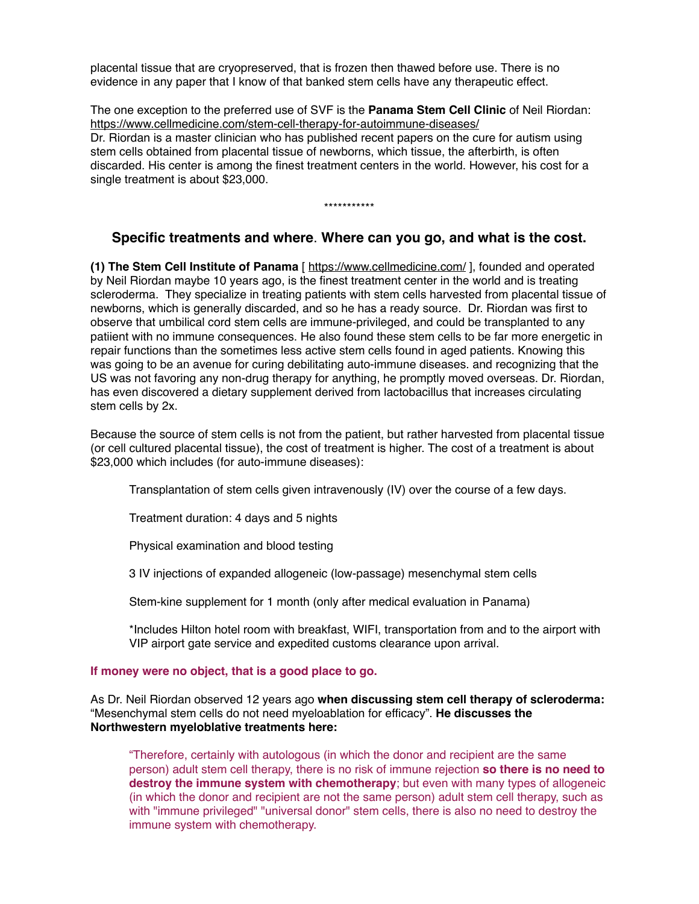placental tissue that are cryopreserved, that is frozen then thawed before use. There is no evidence in any paper that I know of that banked stem cells have any therapeutic effect.

The one exception to the preferred use of SVF is the **Panama Stem Cell Clinic** of Neil Riordan: https://www.cellmedicine.com/stem-cell-therapy-for-autoimmune-diseases/
Dr. Riordan is a master clinician who has published recent papers on the cure for autism using stem cells obtained from placental tissue of newborns, which tissue, the afterbirth, is often discarded. His center is among the finest treatment centers in the world. However, his cost for a single treatment is about $23,000.

***********

## Specific treatments and where. Where can you go, and what is the cost.

**(1) The Stem Cell Institute of Panama** [ https://www.cellmedicine.com/ ], founded and operated by Neil Riordan maybe 10 years ago, is the finest treatment center in the world and is treating scleroderma. They specialize in treating patients with stem cells harvested from placental tissue of newborns, which is generally discarded, and so he has a ready source. Dr. Riordan was first to observe that umbilical cord stem cells are immune-privileged, and could be transplanted to any patiient with no immune consequences. He also found these stem cells to be far more energetic in repair functions than the sometimes less active stem cells found in aged patients. Knowing this was going to be an avenue for curing debilitating auto-immune diseases. and recognizing that the US was not favoring any non-drug therapy for anything, he promptly moved overseas. Dr. Riordan, has even discovered a dietary supplement derived from lactobacillus that increases circulating stem cells by 2x.

Because the source of stem cells is not from the patient, but rather harvested from placental tissue (or cell cultured placental tissue), the cost of treatment is higher. The cost of a treatment is about $23,000 which includes (for auto-immune diseases):

> Transplantation of stem cells given intravenously (IV) over the course of a few days.
>
> Treatment duration: 4 days and 5 nights
>
> Physical examination and blood testing
>
> 3 IV injections of expanded allogeneic (low-passage) mesenchymal stem cells
>
> Stem-kine supplement for 1 month (only after medical evaluation in Panama)
>
> *Includes Hilton hotel room with breakfast, WIFI, transportation from and to the airport with VIP airport gate service and expedited customs clearance upon arrival.

**If money were no object, that is a good place to go.**

As Dr. Neil Riordan observed 12 years ago **when discussing stem cell therapy of scleroderma:** “Mesenchymal stem cells do not need myeloablation for efficacy”. **He discusses the Northwestern myeloblative treatments here:**

> “Therefore, certainly with autologous (in which the donor and recipient are the same person) adult stem cell therapy, there is no risk of immune rejection **so there is no need to destroy the immune system with chemotherapy**; but even with many types of allogeneic (in which the donor and recipient are not the same person) adult stem cell therapy, such as with "immune privileged" "universal donor" stem cells, there is also no need to destroy the immune system with chemotherapy.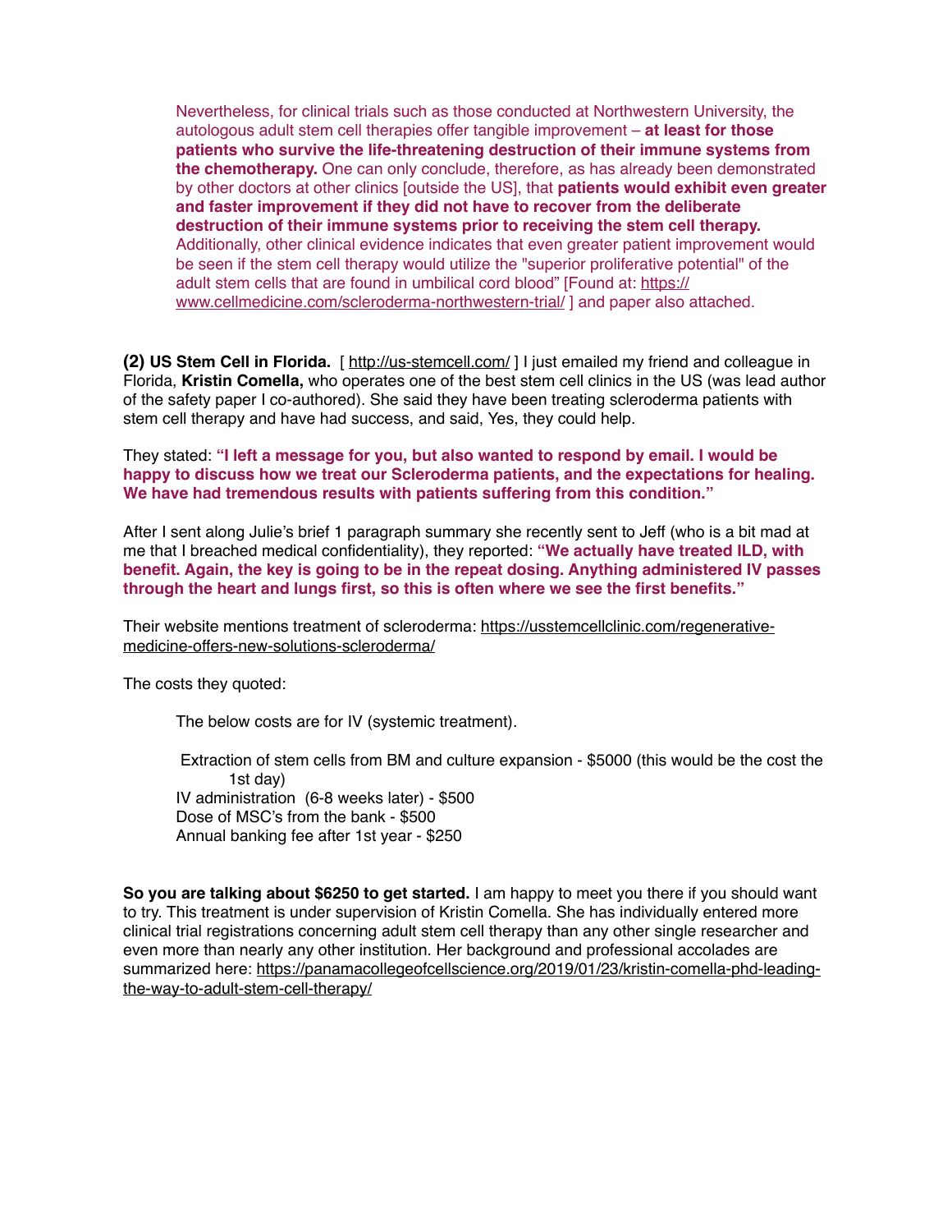> Nevertheless, for clinical trials such as those conducted at Northwestern University, the autologous adult stem cell therapies offer tangible improvement – **at least for those patients who survive the life-threatening destruction of their immune systems from the chemotherapy.** One can only conclude, therefore, as has already been demonstrated by other doctors at other clinics [outside the US], that **patients would exhibit even greater and faster improvement if they did not have to recover from the deliberate destruction of their immune systems prior to receiving the stem cell therapy.** Additionally, other clinical evidence indicates that even greater patient improvement would be seen if the stem cell therapy would utilize the "superior proliferative potential" of the adult stem cells that are found in umbilical cord blood" [Found at: https://www.cellmedicine.com/scleroderma-northwestern-trial/ ] and paper also attached.

**(2) US Stem Cell in Florida.** [ http://us-stemcell.com/ ] I just emailed my friend and colleague in Florida, **Kristin Comella,** who operates one of the best stem cell clinics in the US (was lead author of the safety paper I co-authored). She said they have been treating scleroderma patients with stem cell therapy and have had success, and said, Yes, they could help.

They stated: **"I left a message for you, but also wanted to respond by email. I would be happy to discuss how we treat our Scleroderma patients, and the expectations for healing. We have had tremendous results with patients suffering from this condition."**

After I sent along Julie's brief 1 paragraph summary she recently sent to Jeff (who is a bit mad at me that I breached medical confidentiality), they reported: **"We actually have treated ILD, with benefit. Again, the key is going to be in the repeat dosing. Anything administered IV passes through the heart and lungs first, so this is often where we see the first benefits."**

Their website mentions treatment of scleroderma: https://usstemcellclinic.com/regenerative-medicine-offers-new-solutions-scleroderma/

The costs they quoted:

> The below costs are for IV (systemic treatment).
>
> Extraction of stem cells from BM and culture expansion - $5000 (this would be the cost the 1st day)
> IV administration (6-8 weeks later) - $500
> Dose of MSC's from the bank - $500
> Annual banking fee after 1st year - $250

**So you are talking about $6250 to get started.** I am happy to meet you there if you should want to try. This treatment is under supervision of Kristin Comella. She has individually entered more clinical trial registrations concerning adult stem cell therapy than any other single researcher and even more than nearly any other institution. Her background and professional accolades are summarized here: https://panamacollegeofcellscience.org/2019/01/23/kristin-comella-phd-leading-the-way-to-adult-stem-cell-therapy/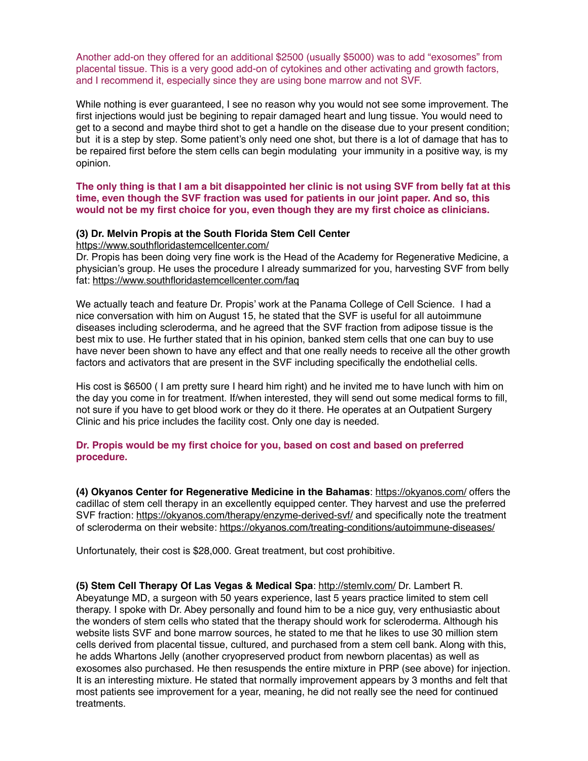Another add-on they offered for an additional $2500 (usually $5000) was to add "exosomes" from placental tissue. This is a very good add-on of cytokines and other activating and growth factors, and I recommend it, especially since they are using bone marrow and not SVF.

While nothing is ever guaranteed, I see no reason why you would not see some improvement. The first injections would just be begining to repair damaged heart and lung tissue. You would need to get to a second and maybe third shot to get a handle on the disease due to your present condition; but it is a step by step. Some patient's only need one shot, but there is a lot of damage that has to be repaired first before the stem cells can begin modulating your immunity in a positive way, is my opinion.

**The only thing is that I am a bit disappointed her clinic is not using SVF from belly fat at this time, even though the SVF fraction was used for patients in our joint paper. And so, this would not be my first choice for you, even though they are my first choice as clinicians.**

**(3) Dr. Melvin Propis at the South Florida Stem Cell Center**
https://www.southfloridastemcellcenter.com/
Dr. Propis has been doing very fine work is the Head of the Academy for Regenerative Medicine, a physician's group. He uses the procedure I already summarized for you, harvesting SVF from belly fat: https://www.southfloridastemcellcenter.com/faq

We actually teach and feature Dr. Propis' work at the Panama College of Cell Science. I had a nice conversation with him on August 15, he stated that the SVF is useful for all autoimmune diseases including scleroderma, and he agreed that the SVF fraction from adipose tissue is the best mix to use. He further stated that in his opinion, banked stem cells that one can buy to use have never been shown to have any effect and that one really needs to receive all the other growth factors and activators that are present in the SVF including specifically the endothelial cells.

His cost is $6500 ( I am pretty sure I heard him right) and he invited me to have lunch with him on the day you come in for treatment. If/when interested, they will send out some medical forms to fill, not sure if you have to get blood work or they do it there. He operates at an Outpatient Surgery Clinic and his price includes the facility cost. Only one day is needed.

**Dr. Propis would be my first choice for you, based on cost and based on preferred procedure.**

**(4) Okyanos Center for Regenerative Medicine in the Bahamas**: https://okyanos.com/ offers the cadillac of stem cell therapy in an excellently equipped center. They harvest and use the preferred SVF fraction: https://okyanos.com/therapy/enzyme-derived-svf/ and specifically note the treatment of scleroderma on their website: https://okyanos.com/treating-conditions/autoimmune-diseases/

Unfortunately, their cost is $28,000. Great treatment, but cost prohibitive.

**(5) Stem Cell Therapy Of Las Vegas & Medical Spa**: http://stemlv.com/ Dr. Lambert R. Abeyatunge MD, a surgeon with 50 years experience, last 5 years practice limited to stem cell therapy. I spoke with Dr. Abey personally and found him to be a nice guy, very enthusiastic about the wonders of stem cells who stated that the therapy should work for scleroderma. Although his website lists SVF and bone marrow sources, he stated to me that he likes to use 30 million stem cells derived from placental tissue, cultured, and purchased from a stem cell bank. Along with this, he adds Whartons Jelly (another cryopreserved product from newborn placentas) as well as exosomes also purchased. He then resuspends the entire mixture in PRP (see above) for injection. It is an interesting mixture. He stated that normally improvement appears by 3 months and felt that most patients see improvement for a year, meaning, he did not really see the need for continued treatments.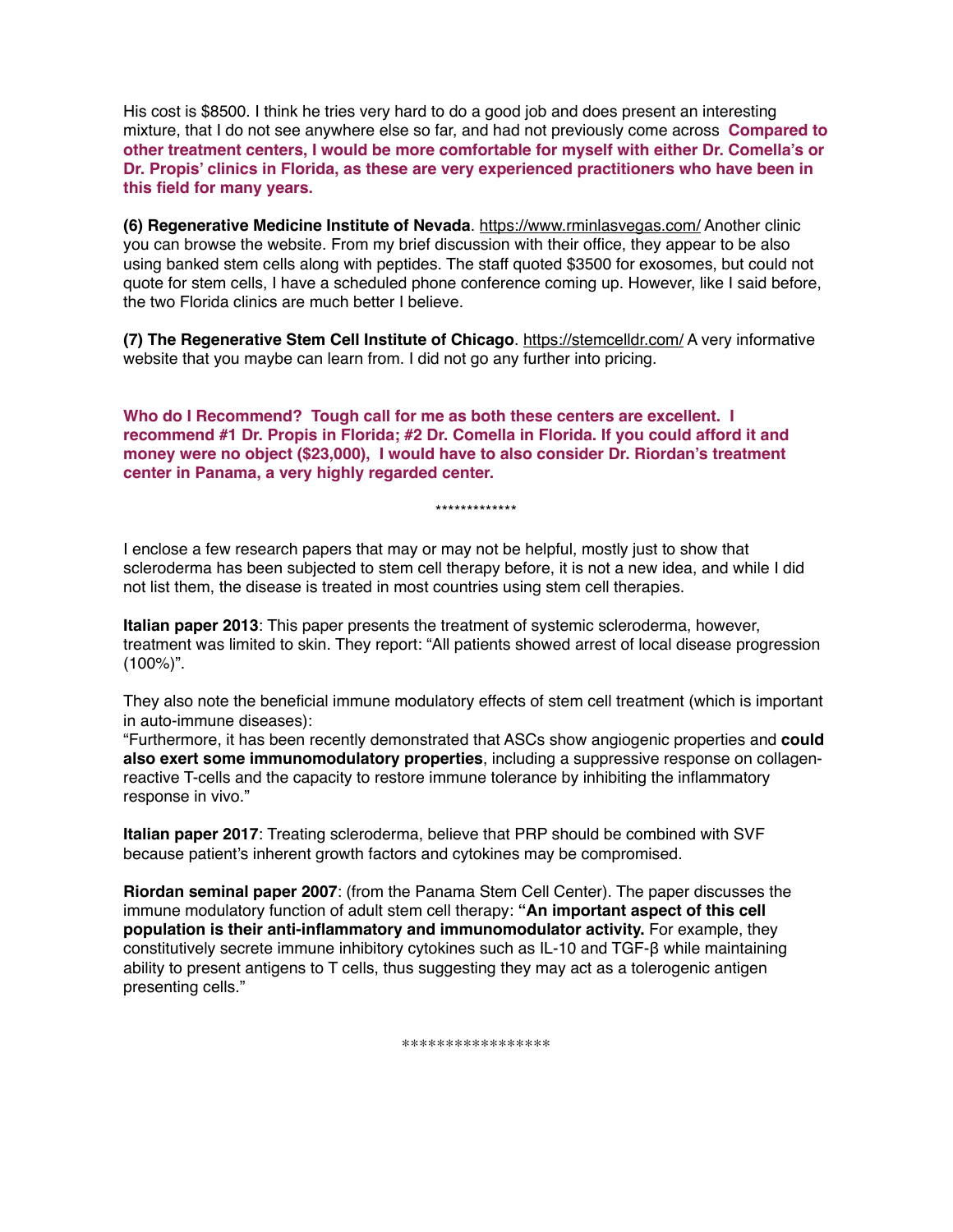His cost is $8500. I think he tries very hard to do a good job and does present an interesting mixture, that I do not see anywhere else so far, and had not previously come across **Compared to other treatment centers, I would be more comfortable for myself with either Dr. Comella's or Dr. Propis' clinics in Florida, as these are very experienced practitioners who have been in this field for many years.**

**(6) Regenerative Medicine Institute of Nevada**. https://www.rminlasvegas.com/ Another clinic you can browse the website. From my brief discussion with their office, they appear to be also using banked stem cells along with peptides. The staff quoted $3500 for exosomes, but could not quote for stem cells, I have a scheduled phone conference coming up. However, like I said before, the two Florida clinics are much better I believe.

**(7) The Regenerative Stem Cell Institute of Chicago**. https://stemcelldr.com/ A very informative website that you maybe can learn from. I did not go any further into pricing.

**Who do I Recommend? Tough call for me as both these centers are excellent. I recommend #1 Dr. Propis in Florida; #2 Dr. Comella in Florida. If you could afford it and money were no object ($23,000), I would have to also consider Dr. Riordan's treatment center in Panama, a very highly regarded center.**

*************

I enclose a few research papers that may or may not be helpful, mostly just to show that scleroderma has been subjected to stem cell therapy before, it is not a new idea, and while I did not list them, the disease is treated in most countries using stem cell therapies.

**Italian paper 2013**: This paper presents the treatment of systemic scleroderma, however, treatment was limited to skin. They report: "All patients showed arrest of local disease progression (100%)".

They also note the beneficial immune modulatory effects of stem cell treatment (which is important in auto-immune diseases):
"Furthermore, it has been recently demonstrated that ASCs show angiogenic properties and **could also exert some immunomodulatory properties**, including a suppressive response on collagen-reactive T-cells and the capacity to restore immune tolerance by inhibiting the inflammatory response in vivo."

**Italian paper 2017**: Treating scleroderma, believe that PRP should be combined with SVF because patient's inherent growth factors and cytokines may be compromised.

**Riordan seminal paper 2007**: (from the Panama Stem Cell Center). The paper discusses the immune modulatory function of adult stem cell therapy: **"An important aspect of this cell population is their anti-inflammatory and immunomodulator activity.** For example, they constitutively secrete immune inhibitory cytokines such as IL-10 and TGF-β while maintaining ability to present antigens to T cells, thus suggesting they may act as a tolerogenic antigen presenting cells."

*****************